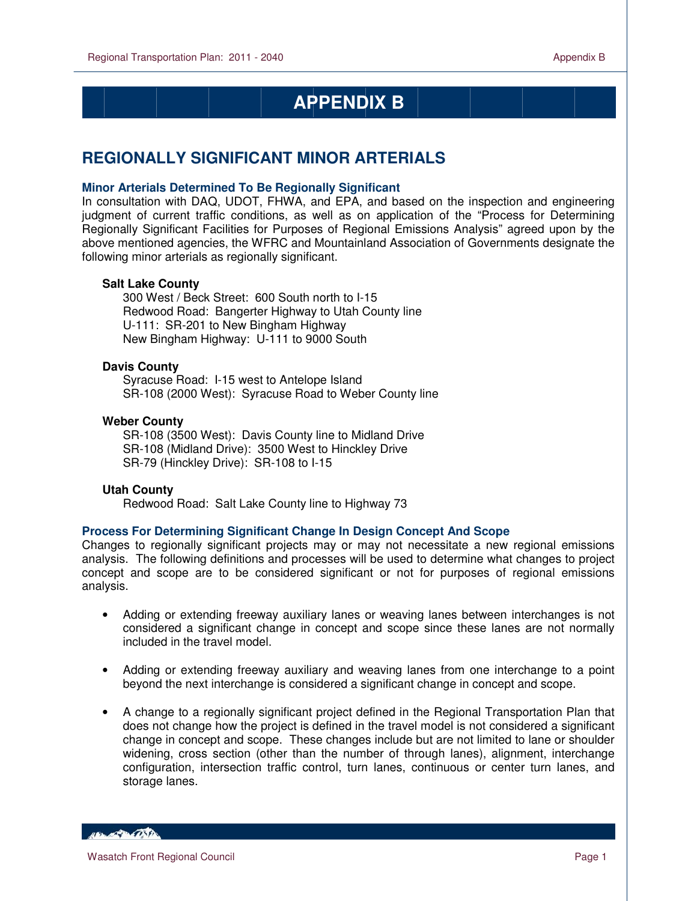# APPENDIX B

## REGIONALLY SIGNIFICANT MINOR ARTERIALS

### Minor Arterials Determined To Be Regionally Significant

In consultation with DAQ, UDOT, FHWA, and EPA, and based on the inspection and engineering judgment of current traffic conditions, as well as on application of the "Process for Determining Regionally Significant Facilities for Purposes of Regional Emissions Analysis" agreed upon by the above mentioned agencies, the WFRC and Mountainland Association of Governments designate the following minor arterials as regionally significant.

**Salt Lake County**

300 West / Beck Street: 600 South north to I-15
Redwood Road: Bangerter Highway to Utah County line
U-111: SR-201 to New Bingham Highway
New Bingham Highway: U-111 to 9000 South

**Davis County**

Syracuse Road: I-15 west to Antelope Island
SR-108 (2000 West): Syracuse Road to Weber County line

**Weber County**

SR-108 (3500 West): Davis County line to Midland Drive
SR-108 (Midland Drive): 3500 West to Hinckley Drive
SR-79 (Hinckley Drive): SR-108 to I-15

**Utah County**

Redwood Road: Salt Lake County line to Highway 73

### Process For Determining Significant Change In Design Concept And Scope

Changes to regionally significant projects may or may not necessitate a new regional emissions analysis. The following definitions and processes will be used to determine what changes to project concept and scope are to be considered significant or not for purposes of regional emissions analysis.

- Adding or extending freeway auxiliary lanes or weaving lanes between interchanges is not considered a significant change in concept and scope since these lanes are not normally included in the travel model.

- Adding or extending freeway auxiliary and weaving lanes from one interchange to a point beyond the next interchange is considered a significant change in concept and scope.

- A change to a regionally significant project defined in the Regional Transportation Plan that does not change how the project is defined in the travel model is not considered a significant change in concept and scope. These changes include but are not limited to lane or shoulder widening, cross section (other than the number of through lanes), alignment, interchange configuration, intersection traffic control, turn lanes, continuous or center turn lanes, and storage lanes.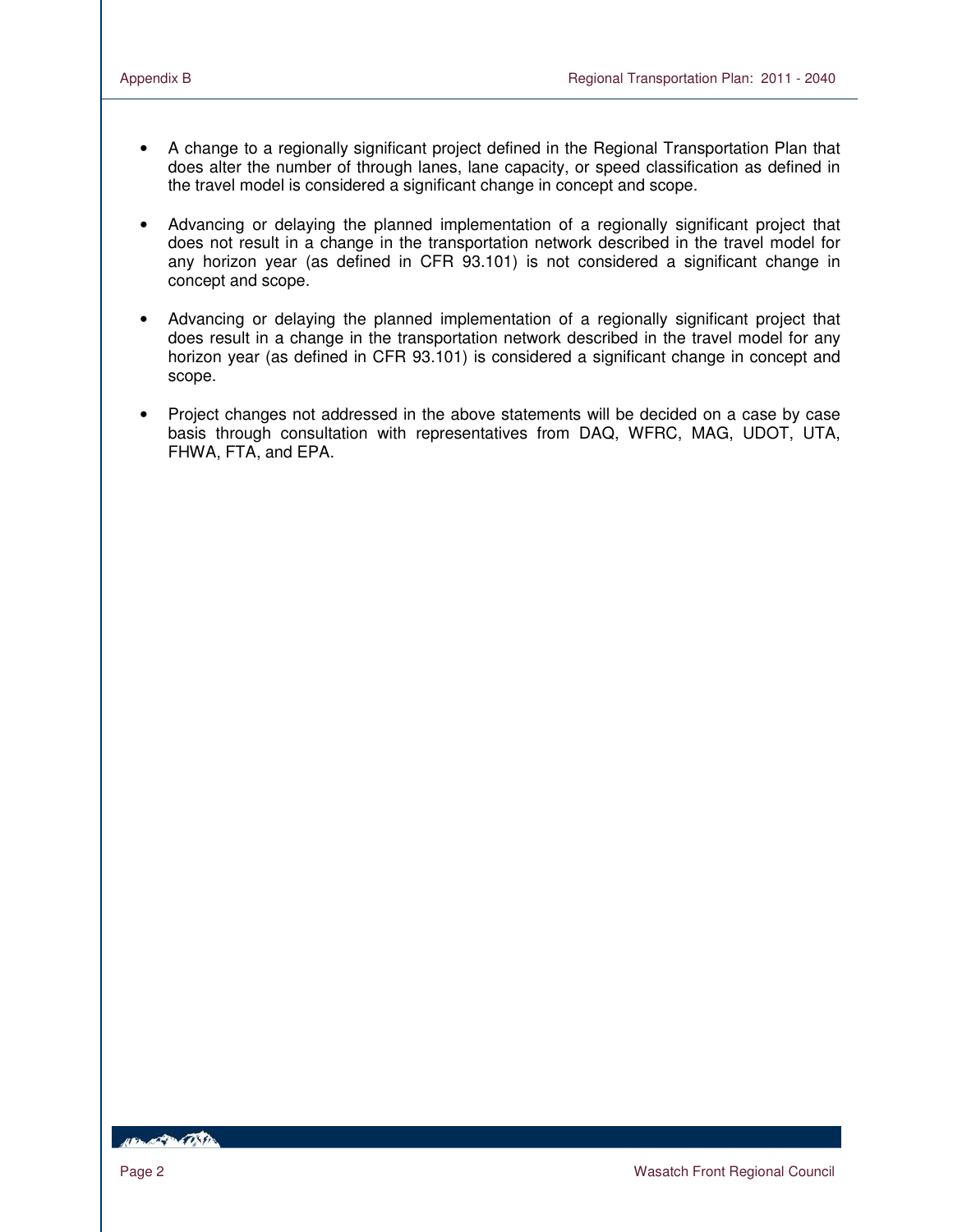- A change to a regionally significant project defined in the Regional Transportation Plan that does alter the number of through lanes, lane capacity, or speed classification as defined in the travel model is considered a significant change in concept and scope.

- Advancing or delaying the planned implementation of a regionally significant project that does not result in a change in the transportation network described in the travel model for any horizon year (as defined in CFR 93.101) is not considered a significant change in concept and scope.

- Advancing or delaying the planned implementation of a regionally significant project that does result in a change in the transportation network described in the travel model for any horizon year (as defined in CFR 93.101) is considered a significant change in concept and scope.

- Project changes not addressed in the above statements will be decided on a case by case basis through consultation with representatives from DAQ, WFRC, MAG, UDOT, UTA, FHWA, FTA, and EPA.